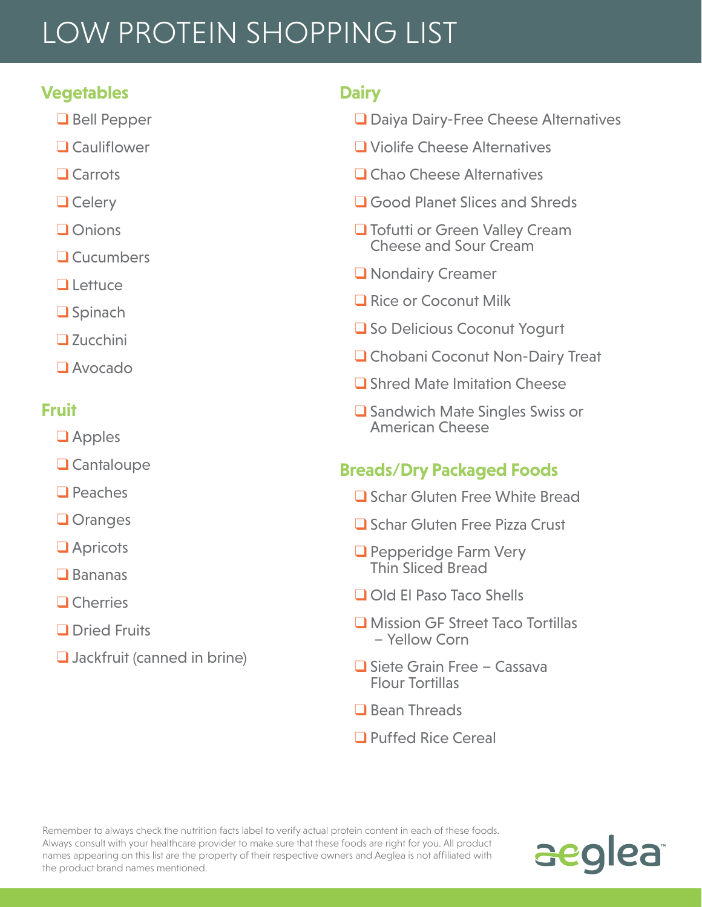# LOW PROTEIN SHOPPING LIST

## Vegetables

- ❑ Bell Pepper
- ❑ Cauliflower
- ❑ Carrots
- ❑ Celery
- ❑ Onions
- ❑ Cucumbers
- ❑ Lettuce
- ❑ Spinach
- ❑ Zucchini
- ❑ Avocado

## Fruit

- ❑ Apples
- ❑ Cantaloupe
- ❑ Peaches
- ❑ Oranges
- ❑ Apricots
- ❑ Bananas
- ❑ Cherries
- ❑ Dried Fruits
- ❑ Jackfruit (canned in brine)

## Dairy

- ❑ Daiya Dairy-Free Cheese Alternatives
- ❑ Violife Cheese Alternatives
- ❑ Chao Cheese Alternatives
- ❑ Good Planet Slices and Shreds
- ❑ Tofutti or Green Valley Cream Cheese and Sour Cream
- ❑ Nondairy Creamer
- ❑ Rice or Coconut Milk
- ❑ So Delicious Coconut Yogurt
- ❑ Chobani Coconut Non-Dairy Treat
- ❑ Shred Mate Imitation Cheese
- ❑ Sandwich Mate Singles Swiss or American Cheese

## Breads/Dry Packaged Foods

- ❑ Schar Gluten Free White Bread
- ❑ Schar Gluten Free Pizza Crust
- ❑ Pepperidge Farm Very Thin Sliced Bread
- ❑ Old El Paso Taco Shells
- ❑ Mission GF Street Taco Tortillas – Yellow Corn
- ❑ Siete Grain Free – Cassava Flour Tortillas
- ❑ Bean Threads
- ❑ Puffed Rice Cereal

Remember to always check the nutrition facts label to verify actual protein content in each of these foods. Always consult with your healthcare provider to make sure that these foods are right for you. All product names appearing on this list are the property of their respective owners and Aeglea is not affiliated with the product brand names mentioned.

aeglea™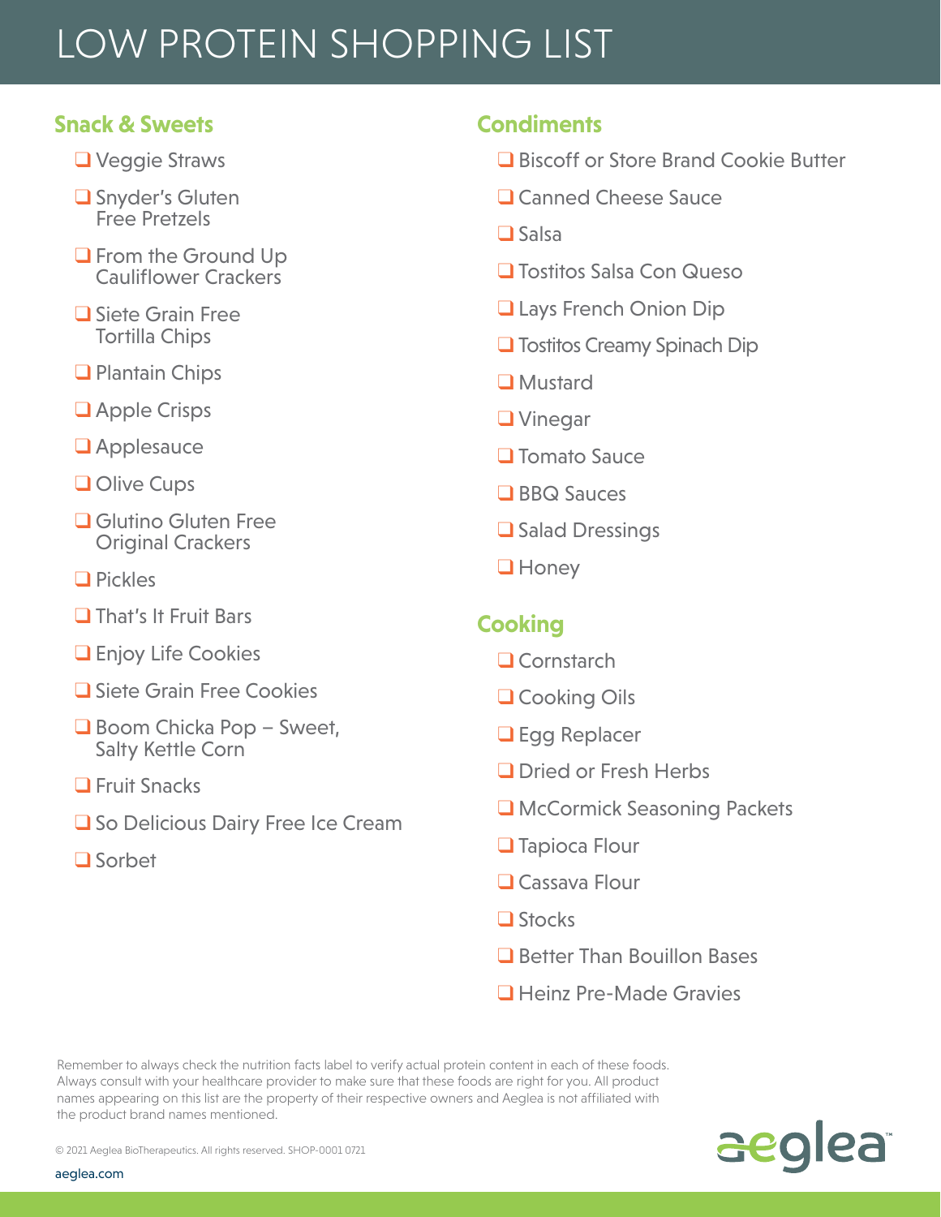# LOW PROTEIN SHOPPING LIST

## Snack & Sweets

- ❑ Veggie Straws
- ❑ Snyder's Gluten Free Pretzels
- ❑ From the Ground Up Cauliflower Crackers
- ❑ Siete Grain Free Tortilla Chips
- ❑ Plantain Chips
- ❑ Apple Crisps
- ❑ Applesauce
- ❑ Olive Cups
- ❑ Glutino Gluten Free Original Crackers
- ❑ Pickles
- ❑ That's It Fruit Bars
- ❑ Enjoy Life Cookies
- ❑ Siete Grain Free Cookies
- ❑ Boom Chicka Pop – Sweet, Salty Kettle Corn
- ❑ Fruit Snacks
- ❑ So Delicious Dairy Free Ice Cream
- ❑ Sorbet

## Condiments

- ❑ Biscoff or Store Brand Cookie Butter
- ❑ Canned Cheese Sauce
- ❑ Salsa
- ❑ Tostitos Salsa Con Queso
- ❑ Lays French Onion Dip
- ❑ Tostitos Creamy Spinach Dip
- ❑ Mustard
- ❑ Vinegar
- ❑ Tomato Sauce
- ❑ BBQ Sauces
- ❑ Salad Dressings
- ❑ Honey

## Cooking

- ❑ Cornstarch
- ❑ Cooking Oils
- ❑ Egg Replacer
- ❑ Dried or Fresh Herbs
- ❑ McCormick Seasoning Packets
- ❑ Tapioca Flour
- ❑ Cassava Flour
- ❑ Stocks
- ❑ Better Than Bouillon Bases
- ❑ Heinz Pre-Made Gravies

Remember to always check the nutrition facts label to verify actual protein content in each of these foods. Always consult with your healthcare provider to make sure that these foods are right for you. All product names appearing on this list are the property of their respective owners and Aeglea is not affiliated with the product brand names mentioned.

© 2021 Aeglea BioTherapeutics. All rights reserved. SHOP-0001 0721

aeglea.com

aeglea™